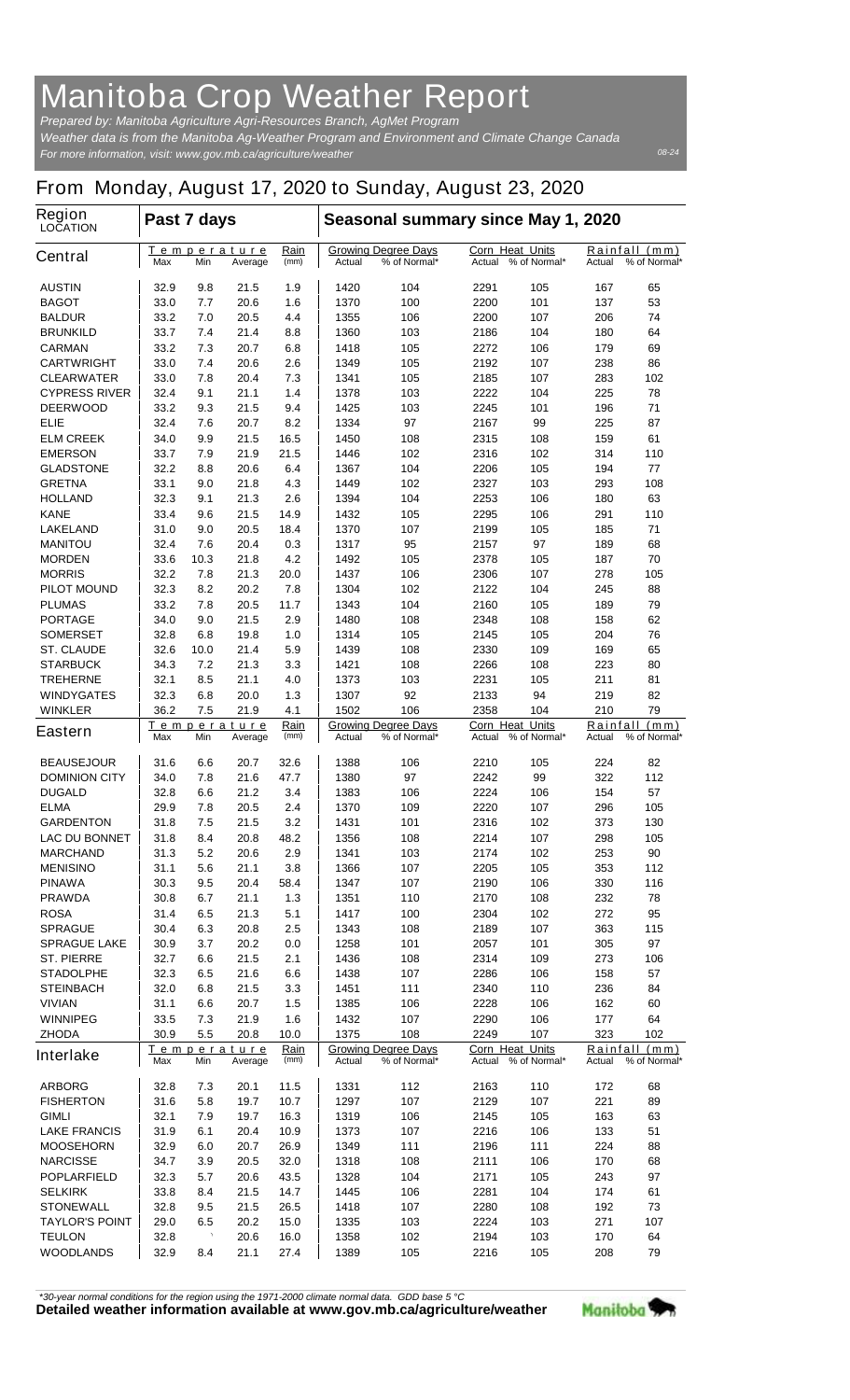# Manitoba Crop Weather Report

*Prepared by: Manitoba Agriculture Agri-Resources Branch, AgMet Program*
*Weather data is from the Manitoba Ag-Weather Program and Environment and Climate Change Canada*
*For more information, visit: www.gov.mb.ca/agriculture/weather*

08-24

## From Monday, August 17, 2020 to Sunday, August 23, 2020

| Region LOCATION | Past 7 days | | | | Seasonal summary since May 1, 2020 | | | | | |
|---|---|---|---|---|---|---|---|---|---|---|
| **Central** | Temperature Max | Min | Average | Rain (mm) | Growing Degree Days Actual | % of Normal* | Corn Heat Units Actual | % of Normal* | Rainfall (mm) Actual | % of Normal* |
| AUSTIN | 32.9 | 9.8 | 21.5 | 1.9 | 1420 | 104 | 2291 | 105 | 167 | 65 |
| BAGOT | 33.0 | 7.7 | 20.6 | 1.6 | 1370 | 100 | 2200 | 101 | 137 | 53 |
| BALDUR | 33.2 | 7.0 | 20.5 | 4.4 | 1355 | 106 | 2200 | 107 | 206 | 74 |
| BRUNKILD | 33.7 | 7.4 | 21.4 | 8.8 | 1360 | 103 | 2186 | 104 | 180 | 64 |
| CARMAN | 33.2 | 7.3 | 20.7 | 6.8 | 1418 | 105 | 2272 | 106 | 179 | 69 |
| CARTWRIGHT | 33.0 | 7.4 | 20.6 | 2.6 | 1349 | 105 | 2192 | 107 | 238 | 86 |
| CLEARWATER | 33.0 | 7.8 | 20.4 | 7.3 | 1341 | 105 | 2185 | 107 | 283 | 102 |
| CYPRESS RIVER | 32.4 | 9.1 | 21.1 | 1.4 | 1378 | 103 | 2222 | 104 | 225 | 78 |
| DEERWOOD | 33.2 | 9.3 | 21.5 | 9.4 | 1425 | 103 | 2245 | 101 | 196 | 71 |
| ELIE | 32.4 | 7.6 | 20.7 | 8.2 | 1334 | 97 | 2167 | 99 | 225 | 87 |
| ELM CREEK | 34.0 | 9.9 | 21.5 | 16.5 | 1450 | 108 | 2315 | 108 | 159 | 61 |
| EMERSON | 33.7 | 7.9 | 21.9 | 21.5 | 1446 | 102 | 2316 | 102 | 314 | 110 |
| GLADSTONE | 32.2 | 8.8 | 20.6 | 6.4 | 1367 | 104 | 2206 | 105 | 194 | 77 |
| GRETNA | 33.1 | 9.0 | 21.8 | 4.3 | 1449 | 102 | 2327 | 103 | 293 | 108 |
| HOLLAND | 32.3 | 9.1 | 21.3 | 2.6 | 1394 | 104 | 2253 | 106 | 180 | 63 |
| KANE | 33.4 | 9.6 | 21.5 | 14.9 | 1432 | 105 | 2295 | 106 | 291 | 110 |
| LAKELAND | 31.0 | 9.0 | 20.5 | 18.4 | 1370 | 107 | 2199 | 105 | 185 | 71 |
| MANITOU | 32.4 | 7.6 | 20.4 | 0.3 | 1317 | 95 | 2157 | 97 | 189 | 68 |
| MORDEN | 33.6 | 10.3 | 21.8 | 4.2 | 1492 | 105 | 2378 | 105 | 187 | 70 |
| MORRIS | 32.2 | 7.8 | 21.3 | 20.0 | 1437 | 106 | 2306 | 107 | 278 | 105 |
| PILOT MOUND | 32.3 | 8.2 | 20.2 | 7.8 | 1304 | 102 | 2122 | 104 | 245 | 88 |
| PLUMAS | 33.2 | 7.8 | 20.5 | 11.7 | 1343 | 104 | 2160 | 105 | 189 | 79 |
| PORTAGE | 34.0 | 9.0 | 21.5 | 2.9 | 1480 | 108 | 2348 | 108 | 158 | 62 |
| SOMERSET | 32.8 | 6.8 | 19.8 | 1.0 | 1314 | 105 | 2145 | 105 | 204 | 76 |
| ST. CLAUDE | 32.6 | 10.0 | 21.4 | 5.9 | 1439 | 108 | 2330 | 109 | 169 | 65 |
| STARBUCK | 34.3 | 7.2 | 21.3 | 3.3 | 1421 | 108 | 2266 | 108 | 223 | 80 |
| TREHERNE | 32.1 | 8.5 | 21.1 | 4.0 | 1373 | 103 | 2231 | 105 | 211 | 81 |
| WINDYGATES | 32.3 | 6.8 | 20.0 | 1.3 | 1307 | 92 | 2133 | 94 | 219 | 82 |
| WINKLER | 36.2 | 7.5 | 21.9 | 4.1 | 1502 | 106 | 2358 | 104 | 210 | 79 |
| **Eastern** | Temperature Max | Min | Average | Rain (mm) | Growing Degree Days Actual | % of Normal* | Corn Heat Units Actual | % of Normal* | Rainfall (mm) Actual | % of Normal* |
| BEAUSEJOUR | 31.6 | 6.6 | 20.7 | 32.6 | 1388 | 106 | 2210 | 105 | 224 | 82 |
| DOMINION CITY | 34.0 | 7.8 | 21.6 | 47.7 | 1380 | 97 | 2242 | 99 | 322 | 112 |
| DUGALD | 32.8 | 6.6 | 21.2 | 3.4 | 1383 | 106 | 2224 | 106 | 154 | 57 |
| ELMA | 29.9 | 7.8 | 20.5 | 2.4 | 1370 | 109 | 2220 | 107 | 296 | 105 |
| GARDENTON | 31.8 | 7.5 | 21.5 | 3.2 | 1431 | 101 | 2316 | 102 | 373 | 130 |
| LAC DU BONNET | 31.8 | 8.4 | 20.8 | 48.2 | 1356 | 108 | 2214 | 107 | 298 | 105 |
| MARCHAND | 31.3 | 5.2 | 20.6 | 2.9 | 1341 | 103 | 2174 | 102 | 253 | 90 |
| MENISINO | 31.1 | 5.6 | 21.1 | 3.8 | 1366 | 107 | 2205 | 105 | 353 | 112 |
| PINAWA | 30.3 | 9.5 | 20.4 | 58.4 | 1347 | 107 | 2190 | 106 | 330 | 116 |
| PRAWDA | 30.8 | 6.7 | 21.1 | 1.3 | 1351 | 110 | 2170 | 108 | 232 | 78 |
| ROSA | 31.4 | 6.5 | 21.3 | 5.1 | 1417 | 100 | 2304 | 102 | 272 | 95 |
| SPRAGUE | 30.4 | 6.3 | 20.8 | 2.5 | 1343 | 108 | 2189 | 107 | 363 | 115 |
| SPRAGUE LAKE | 30.9 | 3.7 | 20.2 | 0.0 | 1258 | 101 | 2057 | 101 | 305 | 97 |
| ST. PIERRE | 32.7 | 6.6 | 21.5 | 2.1 | 1436 | 108 | 2314 | 109 | 273 | 106 |
| STADOLPHE | 32.3 | 6.5 | 21.6 | 6.6 | 1438 | 107 | 2286 | 106 | 158 | 57 |
| STEINBACH | 32.0 | 6.8 | 21.5 | 3.3 | 1451 | 111 | 2340 | 110 | 236 | 84 |
| VIVIAN | 31.1 | 6.6 | 20.7 | 1.5 | 1385 | 106 | 2228 | 106 | 162 | 60 |
| WINNIPEG | 33.5 | 7.3 | 21.9 | 1.6 | 1432 | 107 | 2290 | 106 | 177 | 64 |
| ZHODA | 30.9 | 5.5 | 20.8 | 10.0 | 1375 | 108 | 2249 | 107 | 323 | 102 |
| **Interlake** | Temperature Max | Min | Average | Rain (mm) | Growing Degree Days Actual | % of Normal* | Corn Heat Units Actual | % of Normal* | Rainfall (mm) Actual | % of Normal* |
| ARBORG | 32.8 | 7.3 | 20.1 | 11.5 | 1331 | 112 | 2163 | 110 | 172 | 68 |
| FISHERTON | 31.6 | 5.8 | 19.7 | 10.7 | 1297 | 107 | 2129 | 107 | 221 | 89 |
| GIMLI | 32.1 | 7.9 | 19.7 | 16.3 | 1319 | 106 | 2145 | 105 | 163 | 63 |
| LAKE FRANCIS | 31.9 | 6.1 | 20.4 | 10.9 | 1373 | 107 | 2216 | 106 | 133 | 51 |
| MOOSEHORN | 32.9 | 6.0 | 20.7 | 26.9 | 1349 | 111 | 2196 | 111 | 224 | 88 |
| NARCISSE | 34.7 | 3.9 | 20.5 | 32.0 | 1318 | 108 | 2111 | 106 | 170 | 68 |
| POPLARFIELD | 32.3 | 5.7 | 20.6 | 43.5 | 1328 | 104 | 2171 | 105 | 243 | 97 |
| SELKIRK | 33.8 | 8.4 | 21.5 | 14.7 | 1445 | 106 | 2281 | 104 | 174 | 61 |
| STONEWALL | 32.8 | 9.5 | 21.5 | 26.5 | 1418 | 107 | 2280 | 108 | 192 | 73 |
| TAYLOR'S POINT | 29.0 | 6.5 | 20.2 | 15.0 | 1335 | 103 | 2224 | 103 | 271 | 107 |
| TEULON | 32.8 | ` | 20.6 | 16.0 | 1358 | 102 | 2194 | 103 | 170 | 64 |
| WOODLANDS | 32.9 | 8.4 | 21.1 | 27.4 | 1389 | 105 | 2216 | 105 | 208 | 79 |

*\*30-year normal conditions for the region using the 1971-2000 climate normal data. GDD base 5 °C*

**Detailed weather information available at www.gov.mb.ca/agriculture/weather**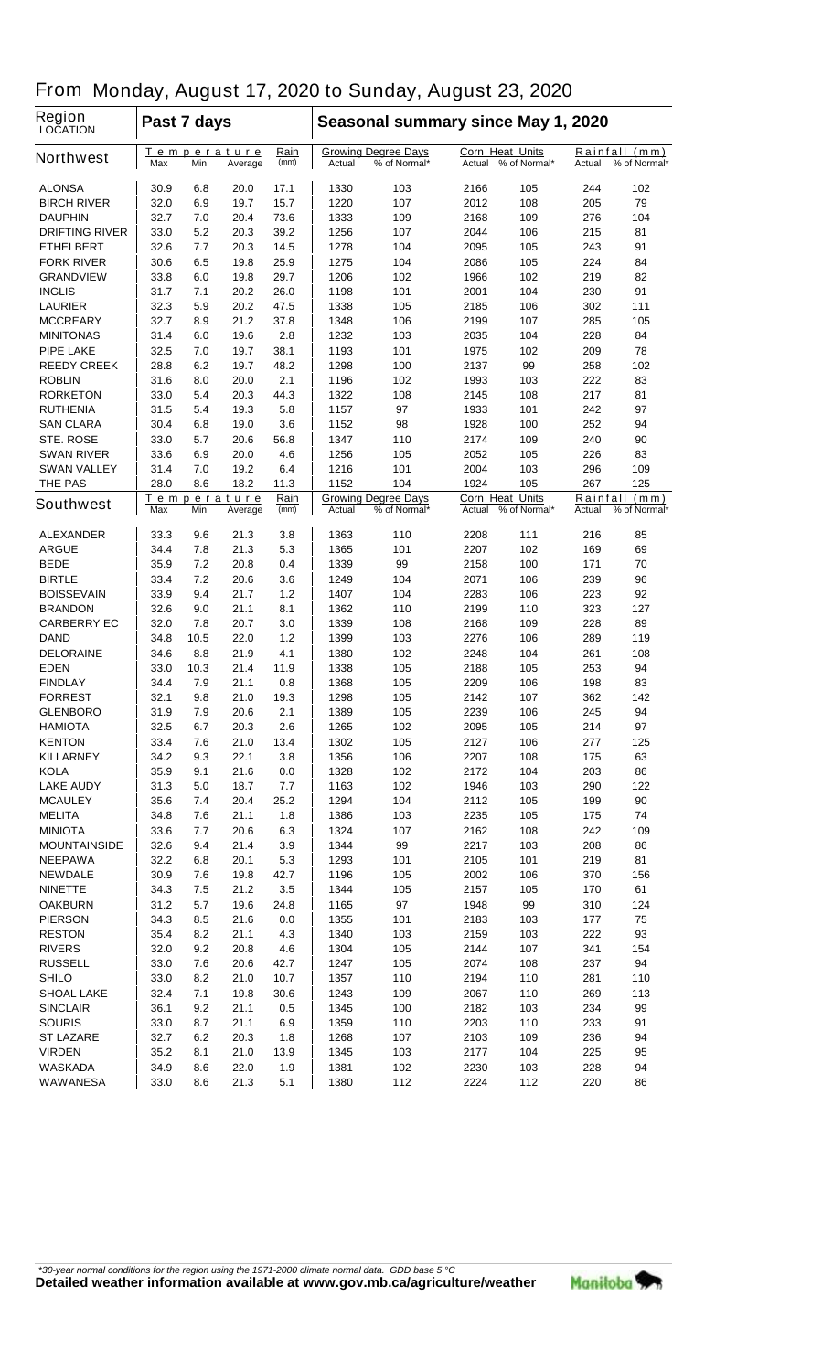# From Monday, August 17, 2020 to Sunday, August 23, 2020

| Region LOCATION | Past 7 days | | | | Seasonal summary since May 1, 2020 | | | | | |
|---|---|---|---|---|---|---|---|---|---|---|
| **Northwest** | Temperature Max | Min | Average | Rain (mm) | Growing Degree Days Actual | % of Normal* | Corn Heat Units Actual | % of Normal* | Rainfall (mm) Actual | % of Normal* |
| ALONSA | 30.9 | 6.8 | 20.0 | 17.1 | 1330 | 103 | 2166 | 105 | 244 | 102 |
| BIRCH RIVER | 32.0 | 6.9 | 19.7 | 15.7 | 1220 | 107 | 2012 | 108 | 205 | 79 |
| DAUPHIN | 32.7 | 7.0 | 20.4 | 73.6 | 1333 | 109 | 2168 | 109 | 276 | 104 |
| DRIFTING RIVER | 33.0 | 5.2 | 20.3 | 39.2 | 1256 | 107 | 2044 | 106 | 215 | 81 |
| ETHELBERT | 32.6 | 7.7 | 20.3 | 14.5 | 1278 | 104 | 2095 | 105 | 243 | 91 |
| FORK RIVER | 30.6 | 6.5 | 19.8 | 25.9 | 1275 | 104 | 2086 | 105 | 224 | 84 |
| GRANDVIEW | 33.8 | 6.0 | 19.8 | 29.7 | 1206 | 102 | 1966 | 102 | 219 | 82 |
| INGLIS | 31.7 | 7.1 | 20.2 | 26.0 | 1198 | 101 | 2001 | 104 | 230 | 91 |
| LAURIER | 32.3 | 5.9 | 20.2 | 47.5 | 1338 | 105 | 2185 | 106 | 302 | 111 |
| MCCREARY | 32.7 | 8.9 | 21.2 | 37.8 | 1348 | 106 | 2199 | 107 | 285 | 105 |
| MINITONAS | 31.4 | 6.0 | 19.6 | 2.8 | 1232 | 103 | 2035 | 104 | 228 | 84 |
| PIPE LAKE | 32.5 | 7.0 | 19.7 | 38.1 | 1193 | 101 | 1975 | 102 | 209 | 78 |
| REEDY CREEK | 28.8 | 6.2 | 19.7 | 48.2 | 1298 | 100 | 2137 | 99 | 258 | 102 |
| ROBLIN | 31.6 | 8.0 | 20.0 | 2.1 | 1196 | 102 | 1993 | 103 | 222 | 83 |
| RORKETON | 33.0 | 5.4 | 20.3 | 44.3 | 1322 | 108 | 2145 | 108 | 217 | 81 |
| RUTHENIA | 31.5 | 5.4 | 19.3 | 5.8 | 1157 | 97 | 1933 | 101 | 242 | 97 |
| SAN CLARA | 30.4 | 6.8 | 19.0 | 3.6 | 1152 | 98 | 1928 | 100 | 252 | 94 |
| STE. ROSE | 33.0 | 5.7 | 20.6 | 56.8 | 1347 | 110 | 2174 | 109 | 240 | 90 |
| SWAN RIVER | 33.6 | 6.9 | 20.0 | 4.6 | 1256 | 105 | 2052 | 105 | 226 | 83 |
| SWAN VALLEY | 31.4 | 7.0 | 19.2 | 6.4 | 1216 | 101 | 2004 | 103 | 296 | 109 |
| THE PAS | 28.0 | 8.6 | 18.2 | 11.3 | 1152 | 104 | 1924 | 105 | 267 | 125 |
| **Southwest** | Temperature Max | Min | Average | Rain (mm) | Growing Degree Days Actual | % of Normal* | Corn Heat Units Actual | % of Normal* | Rainfall (mm) Actual | % of Normal* |
| ALEXANDER | 33.3 | 9.6 | 21.3 | 3.8 | 1363 | 110 | 2208 | 111 | 216 | 85 |
| ARGUE | 34.4 | 7.8 | 21.3 | 5.3 | 1365 | 101 | 2207 | 102 | 169 | 69 |
| BEDE | 35.9 | 7.2 | 20.8 | 0.4 | 1339 | 99 | 2158 | 100 | 171 | 70 |
| BIRTLE | 33.4 | 7.2 | 20.6 | 3.6 | 1249 | 104 | 2071 | 106 | 239 | 96 |
| BOISSEVAIN | 33.9 | 9.4 | 21.7 | 1.2 | 1407 | 104 | 2283 | 106 | 223 | 92 |
| BRANDON | 32.6 | 9.0 | 21.1 | 8.1 | 1362 | 110 | 2199 | 110 | 323 | 127 |
| CARBERRY EC | 32.0 | 7.8 | 20.7 | 3.0 | 1339 | 108 | 2168 | 109 | 228 | 89 |
| DAND | 34.8 | 10.5 | 22.0 | 1.2 | 1399 | 103 | 2276 | 106 | 289 | 119 |
| DELORAINE | 34.6 | 8.8 | 21.9 | 4.1 | 1380 | 102 | 2248 | 104 | 261 | 108 |
| EDEN | 33.0 | 10.3 | 21.4 | 11.9 | 1338 | 105 | 2188 | 105 | 253 | 94 |
| FINDLAY | 34.4 | 7.9 | 21.1 | 0.8 | 1368 | 105 | 2209 | 106 | 198 | 83 |
| FORREST | 32.1 | 9.8 | 21.0 | 19.3 | 1298 | 105 | 2142 | 107 | 362 | 142 |
| GLENBORO | 31.9 | 7.9 | 20.6 | 2.1 | 1389 | 105 | 2239 | 106 | 245 | 94 |
| HAMIOTA | 32.5 | 6.7 | 20.3 | 2.6 | 1265 | 102 | 2095 | 105 | 214 | 97 |
| KENTON | 33.4 | 7.6 | 21.0 | 13.4 | 1302 | 105 | 2127 | 106 | 277 | 125 |
| KILLARNEY | 34.2 | 9.3 | 22.1 | 3.8 | 1356 | 106 | 2207 | 108 | 175 | 63 |
| KOLA | 35.9 | 9.1 | 21.6 | 0.0 | 1328 | 102 | 2172 | 104 | 203 | 86 |
| LAKE AUDY | 31.3 | 5.0 | 18.7 | 7.7 | 1163 | 102 | 1946 | 103 | 290 | 122 |
| MCAULEY | 35.6 | 7.4 | 20.4 | 25.2 | 1294 | 104 | 2112 | 105 | 199 | 90 |
| MELITA | 34.8 | 7.6 | 21.1 | 1.8 | 1386 | 103 | 2235 | 105 | 175 | 74 |
| MINIOTA | 33.6 | 7.7 | 20.6 | 6.3 | 1324 | 107 | 2162 | 108 | 242 | 109 |
| MOUNTAINSIDE | 32.6 | 9.4 | 21.4 | 3.9 | 1344 | 99 | 2217 | 103 | 208 | 86 |
| NEEPAWA | 32.2 | 6.8 | 20.1 | 5.3 | 1293 | 101 | 2105 | 101 | 219 | 81 |
| NEWDALE | 30.9 | 7.6 | 19.8 | 42.7 | 1196 | 105 | 2002 | 106 | 370 | 156 |
| NINETTE | 34.3 | 7.5 | 21.2 | 3.5 | 1344 | 105 | 2157 | 105 | 170 | 61 |
| OAKBURN | 31.2 | 5.7 | 19.6 | 24.8 | 1165 | 97 | 1948 | 99 | 310 | 124 |
| PIERSON | 34.3 | 8.5 | 21.6 | 0.0 | 1355 | 101 | 2183 | 103 | 177 | 75 |
| RESTON | 35.4 | 8.2 | 21.1 | 4.3 | 1340 | 103 | 2159 | 103 | 222 | 93 |
| RIVERS | 32.0 | 9.2 | 20.8 | 4.6 | 1304 | 105 | 2144 | 107 | 341 | 154 |
| RUSSELL | 33.0 | 7.6 | 20.6 | 42.7 | 1247 | 105 | 2074 | 108 | 237 | 94 |
| SHILO | 33.0 | 8.2 | 21.0 | 10.7 | 1357 | 110 | 2194 | 110 | 281 | 110 |
| SHOAL LAKE | 32.4 | 7.1 | 19.8 | 30.6 | 1243 | 109 | 2067 | 110 | 269 | 113 |
| SINCLAIR | 36.1 | 9.2 | 21.1 | 0.5 | 1345 | 100 | 2182 | 103 | 234 | 99 |
| SOURIS | 33.0 | 8.7 | 21.1 | 6.9 | 1359 | 110 | 2203 | 110 | 233 | 91 |
| ST LAZARE | 32.7 | 6.2 | 20.3 | 1.8 | 1268 | 107 | 2103 | 109 | 236 | 94 |
| VIRDEN | 35.2 | 8.1 | 21.0 | 13.9 | 1345 | 103 | 2177 | 104 | 225 | 95 |
| WASKADA | 34.9 | 8.6 | 22.0 | 1.9 | 1381 | 102 | 2230 | 103 | 228 | 94 |
| WAWANESA | 33.0 | 8.6 | 21.3 | 5.1 | 1380 | 112 | 2224 | 112 | 220 | 86 |

*30-year normal conditions for the region using the 1971-2000 climate normal data. GDD base 5 °C

**Detailed weather information available at www.gov.mb.ca/agriculture/weather**

Manitoba